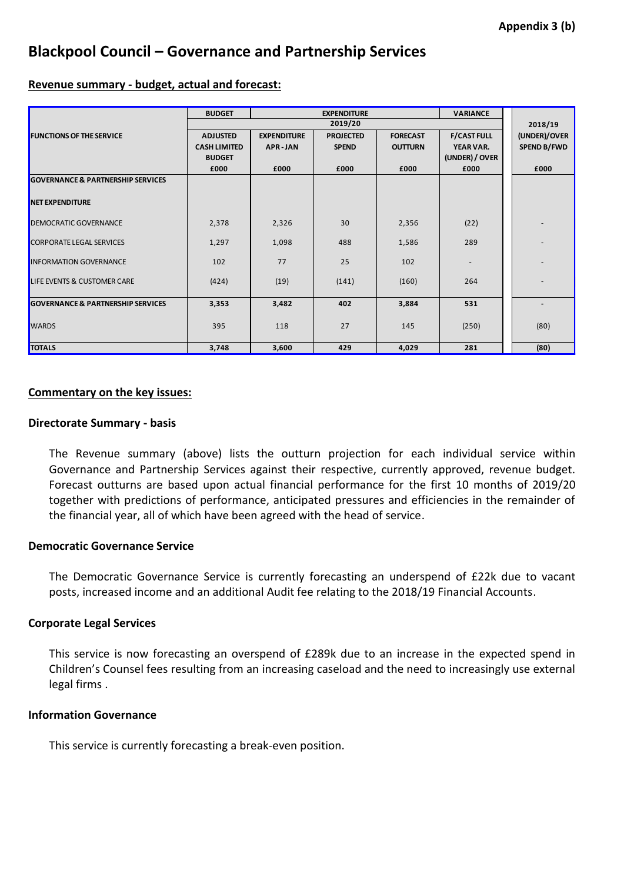**Appendix 3 (b)**

# Blackpool Council – Governance and Partnership Services

## Revenue summary - budget, actual and forecast:

| FUNCTIONS OF THE SERVICE | BUDGET | EXPENDITURE | | | VARIANCE | 2018/19 |
|---|---|---|---|---|---|---|
| | | 2019/20 | | | | |
| | ADJUSTED CASH LIMITED BUDGET | EXPENDITURE APR - JAN | PROJECTED SPEND | FORECAST OUTTURN | F/CAST FULL YEAR VAR. (UNDER) / OVER | (UNDER)/OVER SPEND B/FWD |
| | £000 | £000 | £000 | £000 | £000 | £000 |
| **GOVERNANCE & PARTNERSHIP SERVICES** | | | | | | |
| **NET EXPENDITURE** | | | | | | |
| DEMOCRATIC GOVERNANCE | 2,378 | 2,326 | 30 | 2,356 | (22) | - |
| CORPORATE LEGAL SERVICES | 1,297 | 1,098 | 488 | 1,586 | 289 | - |
| INFORMATION GOVERNANCE | 102 | 77 | 25 | 102 | - | - |
| LIFE EVENTS & CUSTOMER CARE | (424) | (19) | (141) | (160) | 264 | - |
| **GOVERNANCE & PARTNERSHIP SERVICES** | **3,353** | **3,482** | **402** | **3,884** | **531** | **-** |
| WARDS | 395 | 118 | 27 | 145 | (250) | (80) |
| **TOTALS** | **3,748** | **3,600** | **429** | **4,029** | **281** | **(80)** |

## Commentary on the key issues:

### Directorate Summary - basis

The Revenue summary (above) lists the outturn projection for each individual service within Governance and Partnership Services against their respective, currently approved, revenue budget. Forecast outturns are based upon actual financial performance for the first 10 months of 2019/20 together with predictions of performance, anticipated pressures and efficiencies in the remainder of the financial year, all of which have been agreed with the head of service.

### Democratic Governance Service

The Democratic Governance Service is currently forecasting an underspend of £22k due to vacant posts, increased income and an additional Audit fee relating to the 2018/19 Financial Accounts.

### Corporate Legal Services

This service is now forecasting an overspend of £289k due to an increase in the expected spend in Children's Counsel fees resulting from an increasing caseload and the need to increasingly use external legal firms .

### Information Governance

This service is currently forecasting a break-even position.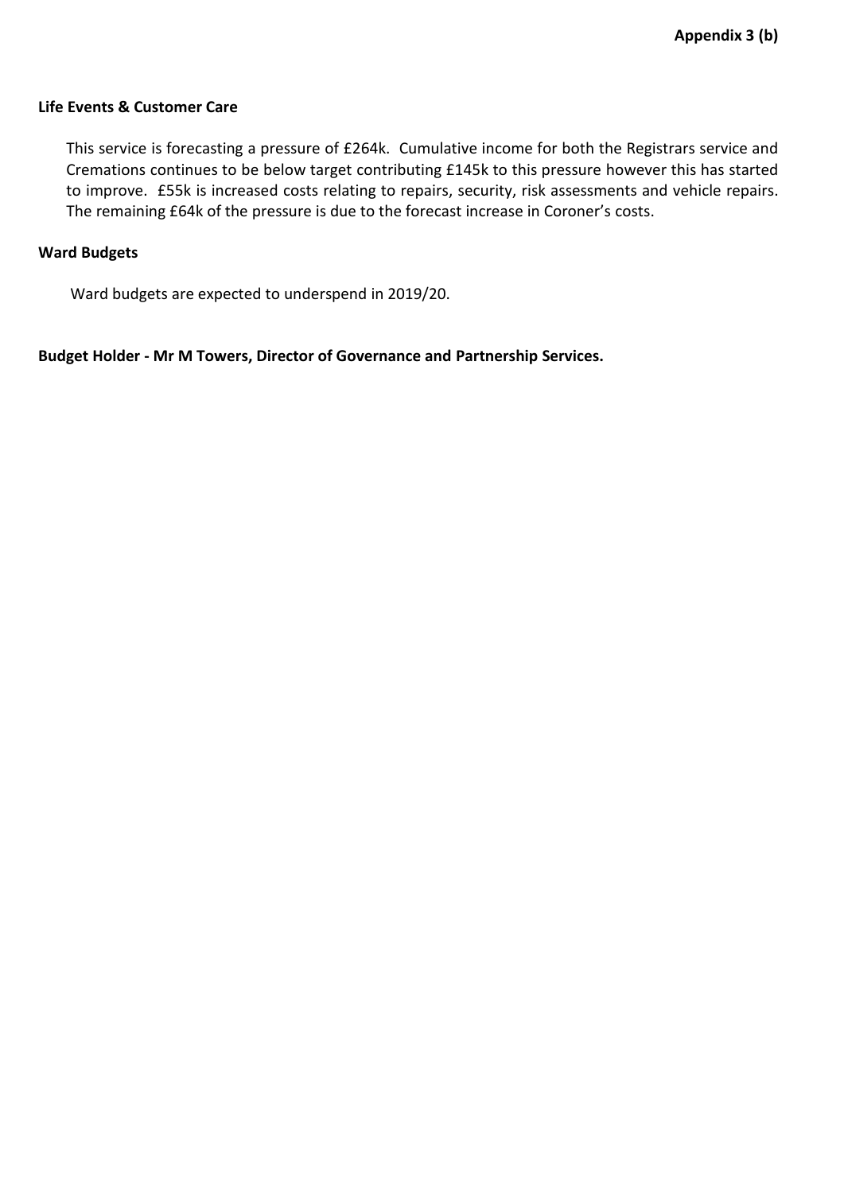**Appendix 3 (b)**

**Life Events & Customer Care**

This service is forecasting a pressure of £264k. Cumulative income for both the Registrars service and Cremations continues to be below target contributing £145k to this pressure however this has started to improve. £55k is increased costs relating to repairs, security, risk assessments and vehicle repairs. The remaining £64k of the pressure is due to the forecast increase in Coroner's costs.

**Ward Budgets**

Ward budgets are expected to underspend in 2019/20.

**Budget Holder - Mr M Towers, Director of Governance and Partnership Services.**